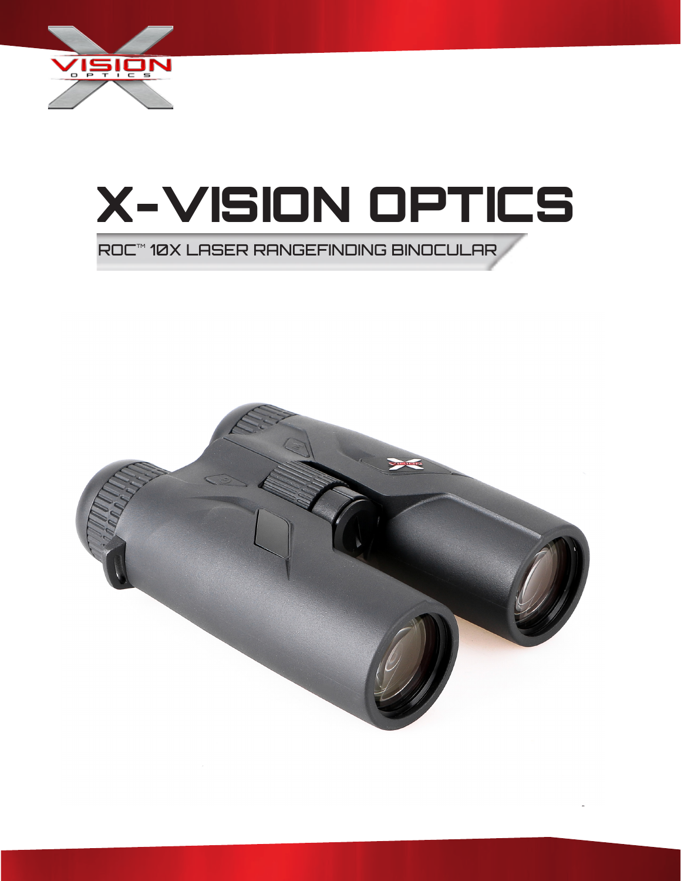# X-VISION OPTICS

## ROC™ 10X LASER RANGEFINDING BINOCULAR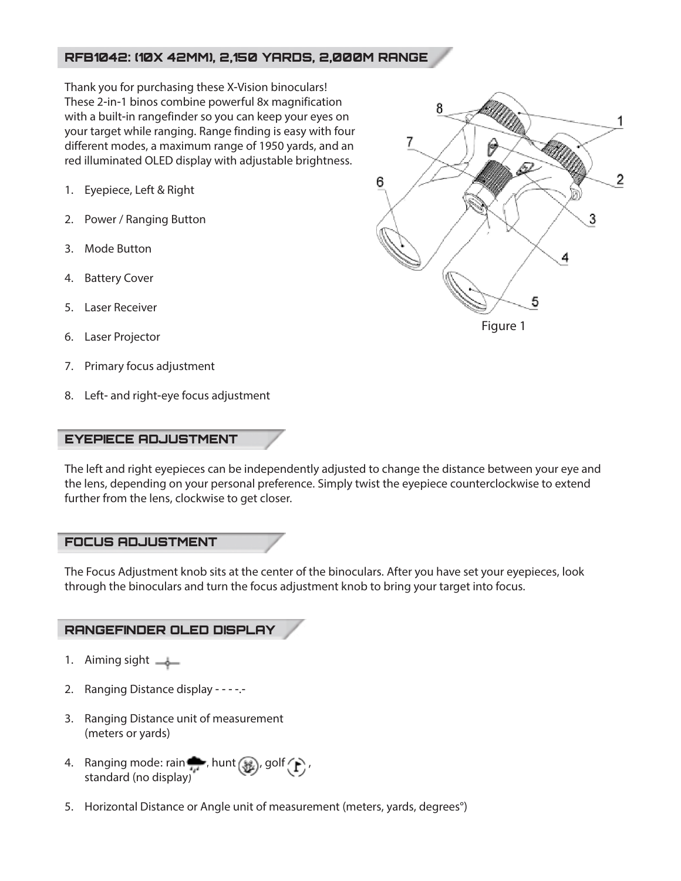## RFB1042: (10X 42MM), 2,150 YARDS, 2,000M RANGE

Thank you for purchasing these X-Vision binoculars! These 2-in-1 binos combine powerful 8x magnification with a built-in rangefinder so you can keep your eyes on your target while ranging. Range finding is easy with four different modes, a maximum range of 1950 yards, and an red illuminated OLED display with adjustable brightness.

1. Eyepiece, Left & Right
2. Power / Ranging Button
3. Mode Button
4. Battery Cover
5. Laser Receiver
6. Laser Projector
7. Primary focus adjustment
8. Left- and right-eye focus adjustment

Figure 1

## EYEPIECE ADJUSTMENT

The left and right eyepieces can be independently adjusted to change the distance between your eye and the lens, depending on your personal preference. Simply twist the eyepiece counterclockwise to extend further from the lens, clockwise to get closer.

## FOCUS ADJUSTMENT

The Focus Adjustment knob sits at the center of the binoculars. After you have set your eyepieces, look through the binoculars and turn the focus adjustment knob to bring your target into focus.

## RANGEFINDER OLED DISPLAY

1. Aiming sight
2. Ranging Distance display - - - -.-
3. Ranging Distance unit of measurement (meters or yards)
4. Ranging mode: rain, hunt, golf, standard (no display)
5. Horizontal Distance or Angle unit of measurement (meters, yards, degrees°)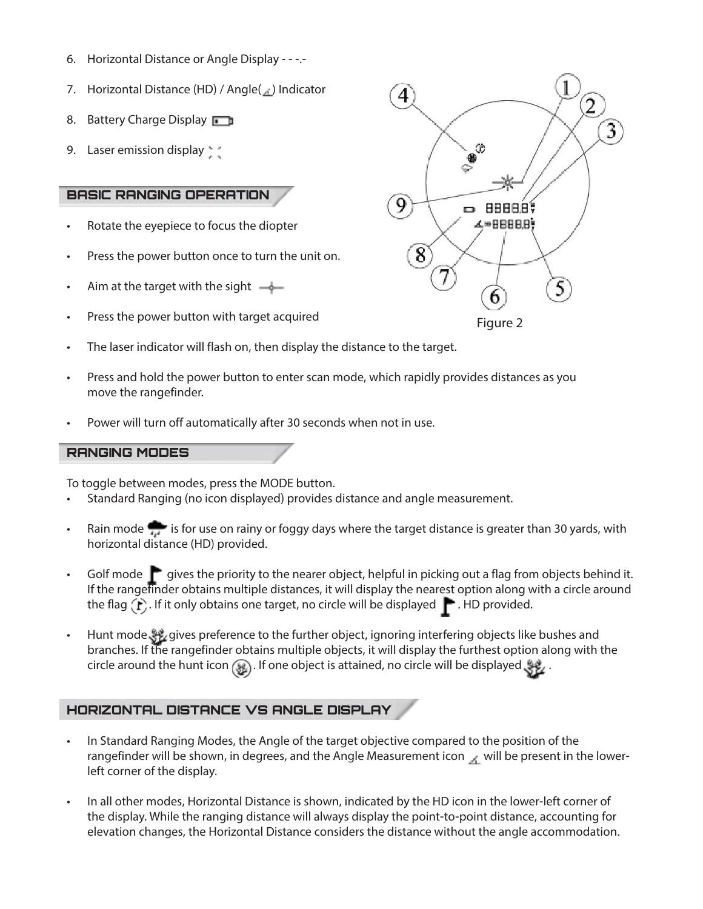6. Horizontal Distance or Angle Display - - -.-
7. Horizontal Distance (HD) / Angle( ) Indicator
8. Battery Charge Display
9. Laser emission display

Figure 2

## BASIC RANGING OPERATION

- Rotate the eyepiece to focus the diopter
- Press the power button once to turn the unit on.
- Aim at the target with the sight
- Press the power button with target acquired
- The laser indicator will flash on, then display the distance to the target.
- Press and hold the power button to enter scan mode, which rapidly provides distances as you move the rangefinder.
- Power will turn off automatically after 30 seconds when not in use.

## RANGING MODES

To toggle between modes, press the MODE button.

- Standard Ranging (no icon displayed) provides distance and angle measurement.
- Rain mode is for use on rainy or foggy days where the target distance is greater than 30 yards, with horizontal distance (HD) provided.
- Golf mode gives the priority to the nearer object, helpful in picking out a flag from objects behind it. If the rangefinder obtains multiple distances, it will display the nearest option along with a circle around the flag . If it only obtains one target, no circle will be displayed . HD provided.
- Hunt mode gives preference to the further object, ignoring interfering objects like bushes and branches. If the rangefinder obtains multiple objects, it will display the furthest option along with the circle around the hunt icon . If one object is attained, no circle will be displayed .

## HORIZONTAL DISTANCE VS ANGLE DISPLAY

- In Standard Ranging Modes, the Angle of the target objective compared to the position of the rangefinder will be shown, in degrees, and the Angle Measurement icon will be present in the lower-left corner of the display.
- In all other modes, Horizontal Distance is shown, indicated by the HD icon in the lower-left corner of the display. While the ranging distance will always display the point-to-point distance, accounting for elevation changes, the Horizontal Distance considers the distance without the angle accommodation.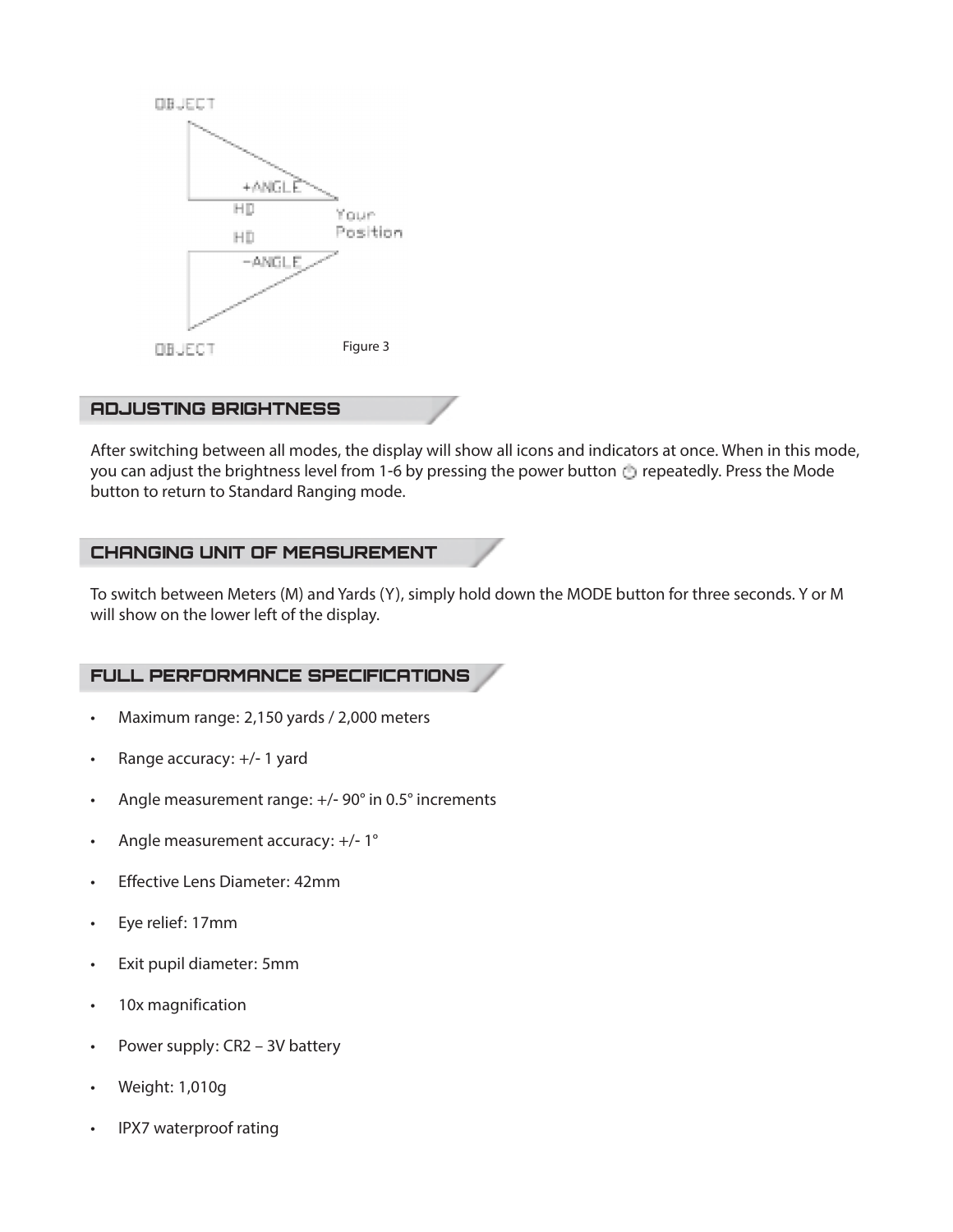Figure 3

## ADJUSTING BRIGHTNESS

After switching between all modes, the display will show all icons and indicators at once. When in this mode, you can adjust the brightness level from 1-6 by pressing the power button repeatedly. Press the Mode button to return to Standard Ranging mode.

## CHANGING UNIT OF MEASUREMENT

To switch between Meters (M) and Yards (Y), simply hold down the MODE button for three seconds. Y or M will show on the lower left of the display.

## FULL PERFORMANCE SPECIFICATIONS

- Maximum range: 2,150 yards / 2,000 meters
- Range accuracy: +/- 1 yard
- Angle measurement range: +/- 90° in 0.5° increments
- Angle measurement accuracy: +/- 1°
- Effective Lens Diameter: 42mm
- Eye relief: 17mm
- Exit pupil diameter: 5mm
- 10x magnification
- Power supply: CR2 – 3V battery
- Weight: 1,010g
- IPX7 waterproof rating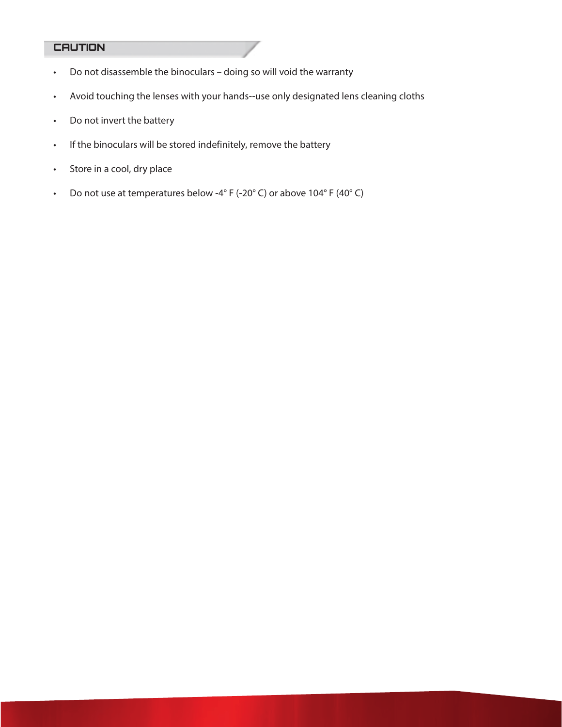## CAUTION

- Do not disassemble the binoculars – doing so will void the warranty
- Avoid touching the lenses with your hands--use only designated lens cleaning cloths
- Do not invert the battery
- If the binoculars will be stored indefinitely, remove the battery
- Store in a cool, dry place
- Do not use at temperatures below -4° F (-20° C) or above 104° F (40° C)